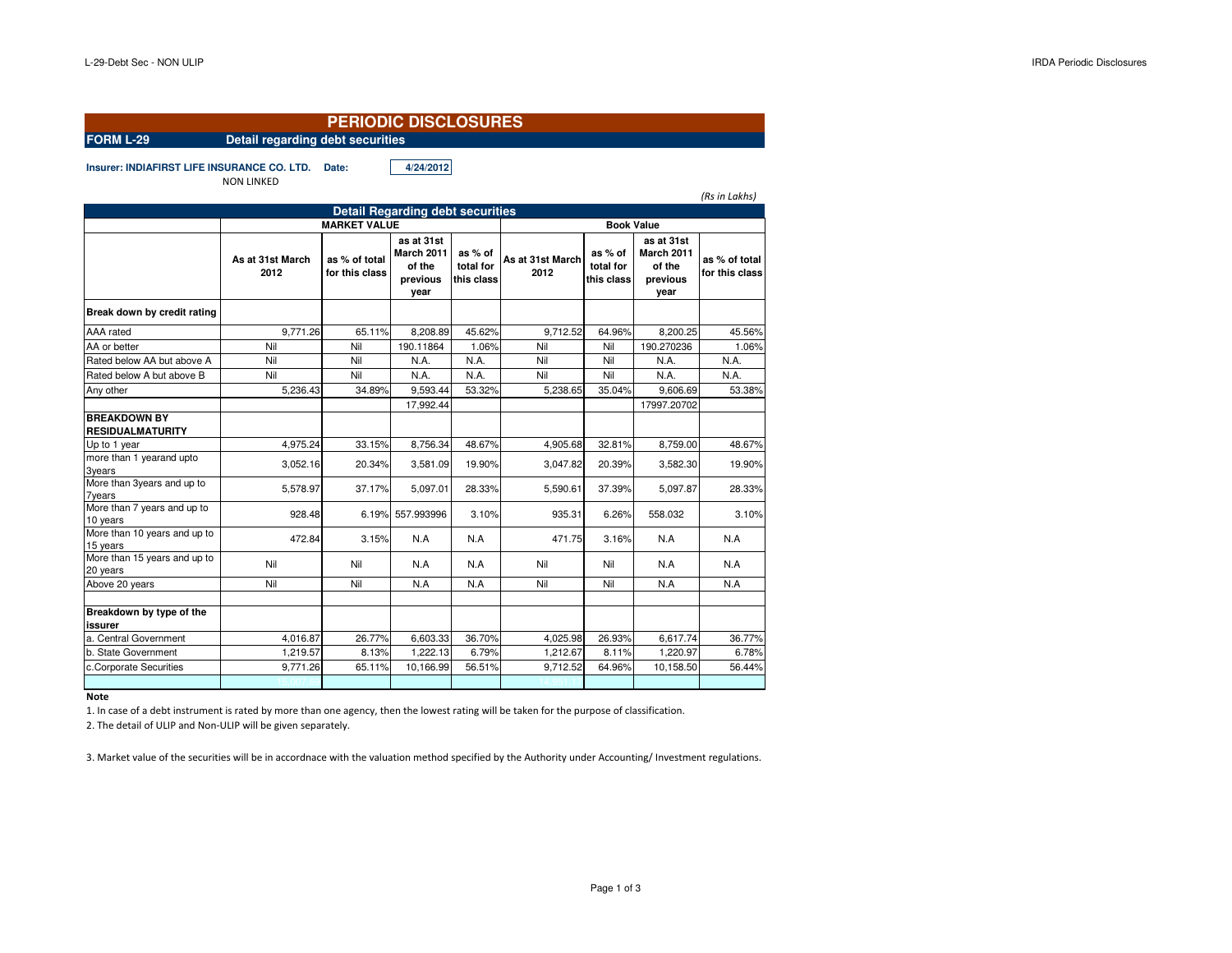# PERIODIC DISCLOSURES

**FORM L-29** **Detail regarding debt securities**

**Insurer: INDIAFIRST LIFE INSURANCE CO. LTD.** **Date:** **4/24/2012**

NON LINKED

*(Rs in Lakhs)*

**Detail Regarding debt securities**

| | MARKET VALUE | | | | Book Value | | | |
|---|---|---|---|---|---|---|---|---|
| | **As at 31st March 2012** | **as % of total for this class** | **as at 31st March 2011 of the previous year** | **as % of total for this class** | **As at 31st March 2012** | **as % of total for this class** | **as at 31st March 2011 of the previous year** | **as % of total for this class** |
| **Break down by credit rating** | | | | | | | | |
| AAA rated | 9,771.26 | 65.11% | 8,208.89 | 45.62% | 9,712.52 | 64.96% | 8,200.25 | 45.56% |
| AA or better | Nil | Nil | 190.11864 | 1.06% | Nil | Nil | 190.270236 | 1.06% |
| Rated below AA but above A | Nil | Nil | N.A. | N.A. | Nil | Nil | N.A. | N.A. |
| Rated below A but above B | Nil | Nil | N.A. | N.A. | Nil | Nil | N.A. | N.A. |
| Any other | 5,236.43 | 34.89% | 9,593.44 | 53.32% | 5,238.65 | 35.04% | 9,606.69 | 53.38% |
| | | | 17,992.44 | | | | 17997.20702 | |
| **BREAKDOWN BY RESIDUALMATURITY** | | | | | | | | |
| Up to 1 year | 4,975.24 | 33.15% | 8,756.34 | 48.67% | 4,905.68 | 32.81% | 8,759.00 | 48.67% |
| more than 1 yearand upto 3years | 3,052.16 | 20.34% | 3,581.09 | 19.90% | 3,047.82 | 20.39% | 3,582.30 | 19.90% |
| More than 3years and up to 7years | 5,578.97 | 37.17% | 5,097.01 | 28.33% | 5,590.61 | 37.39% | 5,097.87 | 28.33% |
| More than 7 years and up to 10 years | 928.48 | 6.19% | 557.993996 | 3.10% | 935.31 | 6.26% | 558.032 | 3.10% |
| More than 10 years and up to 15 years | 472.84 | 3.15% | N.A | N.A | 471.75 | 3.16% | N.A | N.A |
| More than 15 years and up to 20 years | Nil | Nil | N.A | N.A | Nil | Nil | N.A | N.A |
| Above 20 years | Nil | Nil | N.A | N.A | Nil | Nil | N.A | N.A |
| | | | | | | | | |
| **Breakdown by type of the issurer** | | | | | | | | |
| a. Central Government | 4,016.87 | 26.77% | 6,603.33 | 36.70% | 4,025.98 | 26.93% | 6,617.74 | 36.77% |
| b. State Government | 1,219.57 | 8.13% | 1,222.13 | 6.79% | 1,212.67 | 8.11% | 1,220.97 | 6.78% |
| c.Corporate Securities | 9,771.26 | 65.11% | 10,166.99 | 56.51% | 9,712.52 | 64.96% | 10,158.50 | 56.44% |

**Note**

1. In case of a debt instrument is rated by more than one agency, then the lowest rating will be taken for the purpose of classification.
2. The detail of ULIP and Non-ULIP will be given separately.
3. Market value of the securities will be in accordnace with the valuation method specified by the Authority under Accounting/ Investment regulations.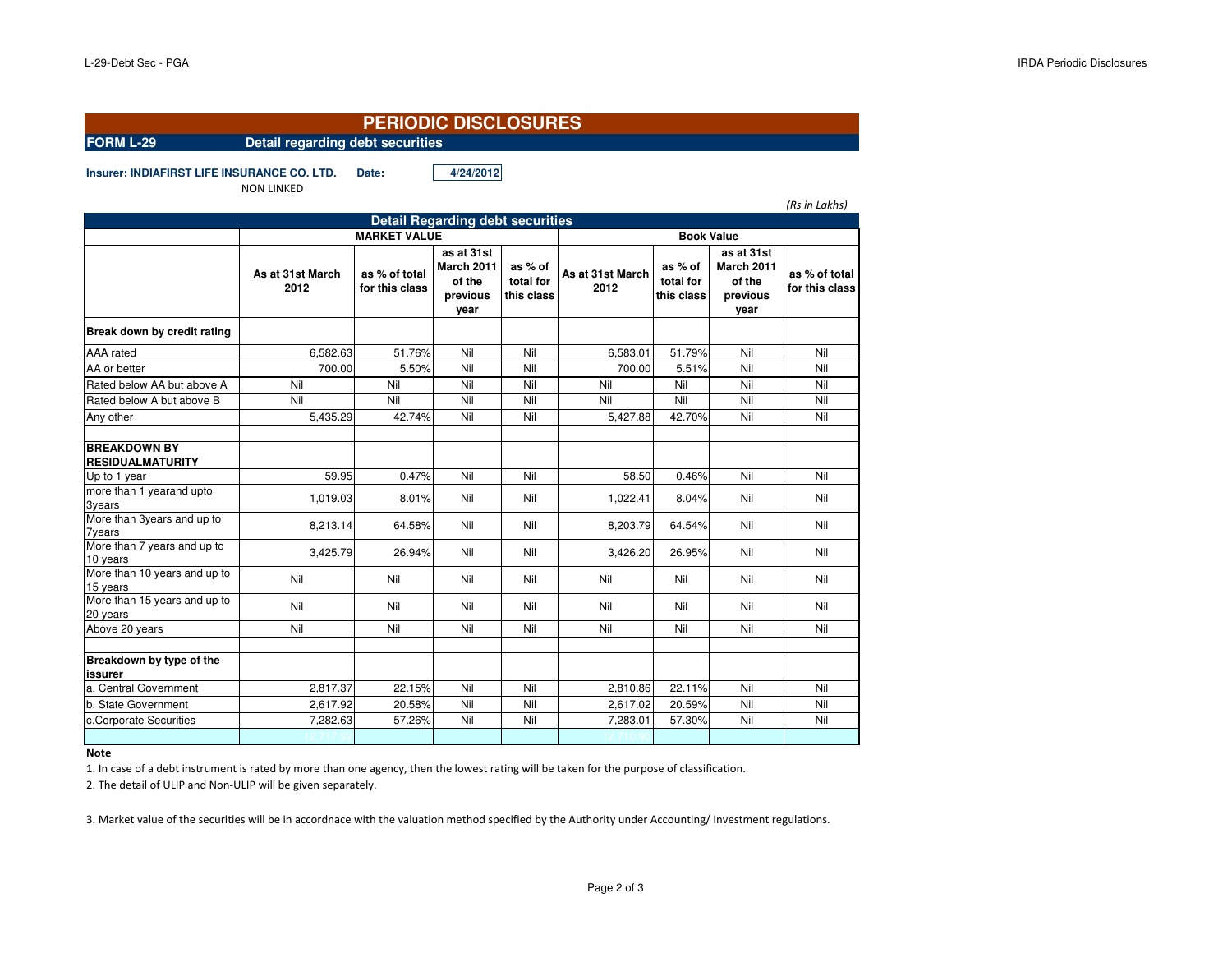# PERIODIC DISCLOSURES

**FORM L-29** **Detail regarding debt securities**

**Insurer: INDIAFIRST LIFE INSURANCE CO. LTD.** **Date:** **4/24/2012**

NON LINKED

*(Rs in Lakhs)*

| Detail Regarding debt securities | | | | | | | | |
|---|---|---|---|---|---|---|---|---|
| | MARKET VALUE | | | | Book Value | | | |
| | As at 31st March 2012 | as % of total for this class | as at 31st March 2011 of the previous year | as % of total for this class | As at 31st March 2012 | as % of total for this class | as at 31st March 2011 of the previous year | as % of total for this class |
| **Break down by credit rating** | | | | | | | | |
| AAA rated | 6,582.63 | 51.76% | Nil | Nil | 6,583.01 | 51.79% | Nil | Nil |
| AA or better | 700.00 | 5.50% | Nil | Nil | 700.00 | 5.51% | Nil | Nil |
| Rated below AA but above A | Nil | Nil | Nil | Nil | Nil | Nil | Nil | Nil |
| Rated below A but above B | Nil | Nil | Nil | Nil | Nil | Nil | Nil | Nil |
| Any other | 5,435.29 | 42.74% | Nil | Nil | 5,427.88 | 42.70% | Nil | Nil |
| | | | | | | | | |
| **BREAKDOWN BY RESIDUALMATURITY** | | | | | | | | |
| Up to 1 year | 59.95 | 0.47% | Nil | Nil | 58.50 | 0.46% | Nil | Nil |
| more than 1 yearand upto 3years | 1,019.03 | 8.01% | Nil | Nil | 1,022.41 | 8.04% | Nil | Nil |
| More than 3years and up to 7years | 8,213.14 | 64.58% | Nil | Nil | 8,203.79 | 64.54% | Nil | Nil |
| More than 7 years and up to 10 years | 3,425.79 | 26.94% | Nil | Nil | 3,426.20 | 26.95% | Nil | Nil |
| More than 10 years and up to 15 years | Nil | Nil | Nil | Nil | Nil | Nil | Nil | Nil |
| More than 15 years and up to 20 years | Nil | Nil | Nil | Nil | Nil | Nil | Nil | Nil |
| Above 20 years | Nil | Nil | Nil | Nil | Nil | Nil | Nil | Nil |
| | | | | | | | | |
| **Breakdown by type of the issurer** | | | | | | | | |
| a. Central Government | 2,817.37 | 22.15% | Nil | Nil | 2,810.86 | 22.11% | Nil | Nil |
| b. State Government | 2,617.92 | 20.58% | Nil | Nil | 2,617.02 | 20.59% | Nil | Nil |
| c.Corporate Securities | 7,282.63 | 57.26% | Nil | Nil | 7,283.01 | 57.30% | Nil | Nil |

**Note**

1. In case of a debt instrument is rated by more than one agency, then the lowest rating will be taken for the purpose of classification.
2. The detail of ULIP and Non-ULIP will be given separately.
3. Market value of the securities will be in accordnace with the valuation method specified by the Authority under Accounting/ Investment regulations.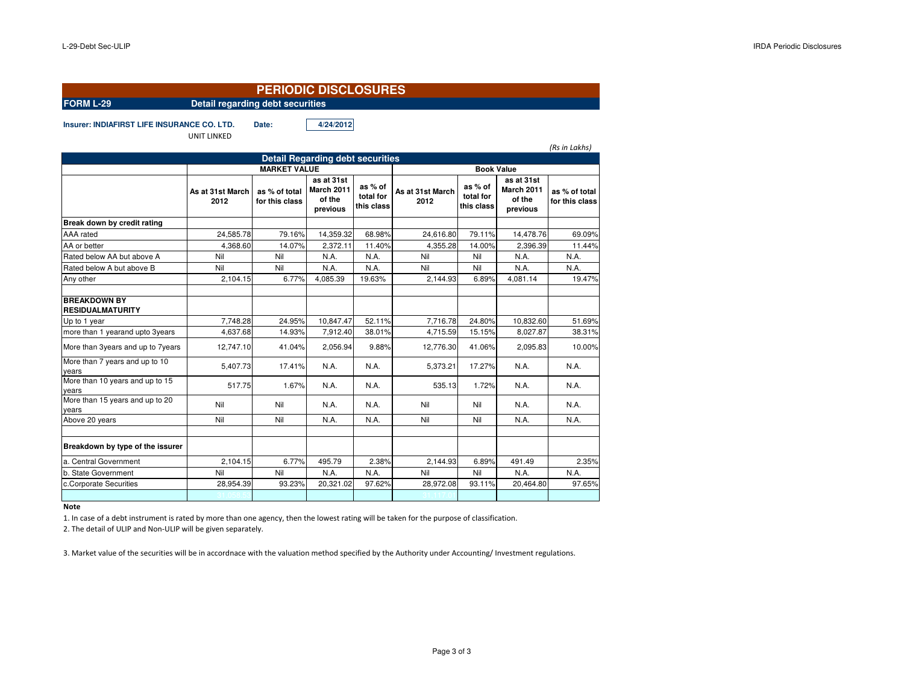# PERIODIC DISCLOSURES

**FORM L-29** **Detail regarding debt securities**

**Insurer: INDIAFIRST LIFE INSURANCE CO. LTD.** **Date:** **4/24/2012**

UNIT LINKED

*(Rs in Lakhs)*

| Detail Regarding debt securities | MARKET VALUE | | | | Book Value | | | |
|---|---|---|---|---|---|---|---|---|
| | As at 31st March 2012 | as % of total for this class | as at 31st March 2011 of the previous | as % of total for this class | As at 31st March 2012 | as % of total for this class | as at 31st March 2011 of the previous | as % of total for this class |
| **Break down by credit rating** | | | | | | | | |
| AAA rated | 24,585.78 | 79.16% | 14,359.32 | 68.98% | 24,616.80 | 79.11% | 14,478.76 | 69.09% |
| AA or better | 4,368.60 | 14.07% | 2,372.11 | 11.40% | 4,355.28 | 14.00% | 2,396.39 | 11.44% |
| Rated below AA but above A | Nil | Nil | N.A. | N.A. | Nil | Nil | N.A. | N.A. |
| Rated below A but above B | Nil | Nil | N.A. | N.A. | Nil | Nil | N.A. | N.A. |
| Any other | 2,104.15 | 6.77% | 4,085.39 | 19.63% | 2,144.93 | 6.89% | 4,081.14 | 19.47% |
| | | | | | | | | |
| **BREAKDOWN BY RESIDUALMATURITY** | | | | | | | | |
| Up to 1 year | 7,748.28 | 24.95% | 10,847.47 | 52.11% | 7,716.78 | 24.80% | 10,832.60 | 51.69% |
| more than 1 yearand upto 3years | 4,637.68 | 14.93% | 7,912.40 | 38.01% | 4,715.59 | 15.15% | 8,027.87 | 38.31% |
| More than 3years and up to 7years | 12,747.10 | 41.04% | 2,056.94 | 9.88% | 12,776.30 | 41.06% | 2,095.83 | 10.00% |
| More than 7 years and up to 10 years | 5,407.73 | 17.41% | N.A. | N.A. | 5,373.21 | 17.27% | N.A. | N.A. |
| More than 10 years and up to 15 years | 517.75 | 1.67% | N.A. | N.A. | 535.13 | 1.72% | N.A. | N.A. |
| More than 15 years and up to 20 years | Nil | Nil | N.A. | N.A. | Nil | Nil | N.A. | N.A. |
| Above 20 years | Nil | Nil | N.A. | N.A. | Nil | Nil | N.A. | N.A. |
| | | | | | | | | |
| **Breakdown by type of the issurer** | | | | | | | | |
| a. Central Government | 2,104.15 | 6.77% | 495.79 | 2.38% | 2,144.93 | 6.89% | 491.49 | 2.35% |
| b. State Government | Nil | Nil | N.A. | N.A. | Nil | Nil | N.A. | N.A. |
| c.Corporate Securities | 28,954.39 | 93.23% | 20,321.02 | 97.62% | 28,972.08 | 93.11% | 20,464.80 | 97.65% |

**Note**

1. In case of a debt instrument is rated by more than one agency, then the lowest rating will be taken for the purpose of classification.
2. The detail of ULIP and Non-ULIP will be given separately.

3. Market value of the securities will be in accordnace with the valuation method specified by the Authority under Accounting/ Investment regulations.